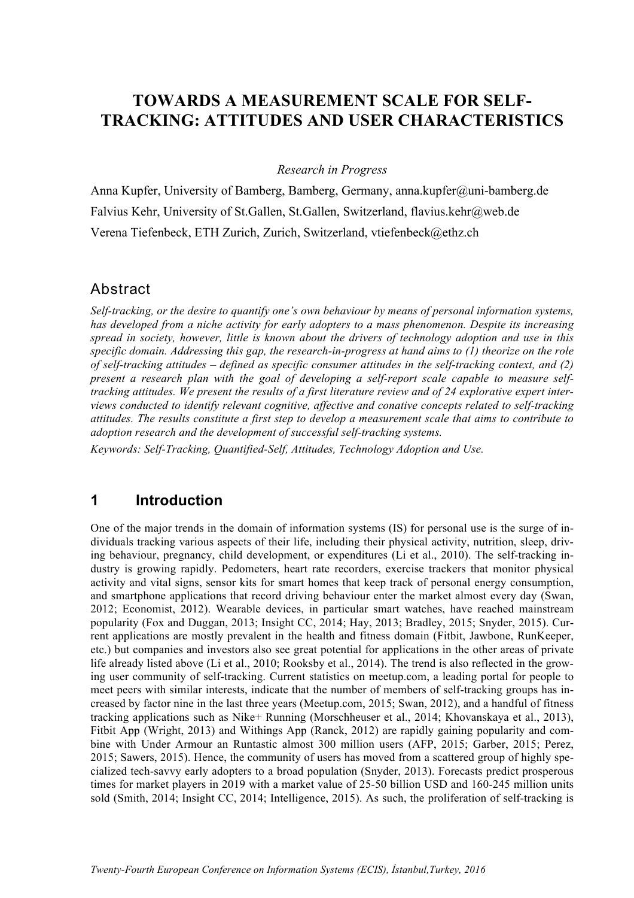# TOWARDS A MEASUREMENT SCALE FOR SELF-TRACKING: ATTITUDES AND USER CHARACTERISTICS

*Research in Progress*

Anna Kupfer, University of Bamberg, Bamberg, Germany, anna.kupfer@uni-bamberg.de

Falvius Kehr, University of St.Gallen, St.Gallen, Switzerland, flavius.kehr@web.de

Verena Tiefenbeck, ETH Zurich, Zurich, Switzerland, vtiefenbeck@ethz.ch

## Abstract

*Self-tracking, or the desire to quantify one's own behaviour by means of personal information systems, has developed from a niche activity for early adopters to a mass phenomenon. Despite its increasing spread in society, however, little is known about the drivers of technology adoption and use in this specific domain. Addressing this gap, the research-in-progress at hand aims to (1) theorize on the role of self-tracking attitudes – defined as specific consumer attitudes in the self-tracking context, and (2) present a research plan with the goal of developing a self-report scale capable to measure self-tracking attitudes. We present the results of a first literature review and of 24 explorative expert interviews conducted to identify relevant cognitive, affective and conative concepts related to self-tracking attitudes. The results constitute a first step to develop a measurement scale that aims to contribute to adoption research and the development of successful self-tracking systems.*

*Keywords: Self-Tracking, Quantified-Self, Attitudes, Technology Adoption and Use.*

## 1 Introduction

One of the major trends in the domain of information systems (IS) for personal use is the surge of individuals tracking various aspects of their life, including their physical activity, nutrition, sleep, driving behaviour, pregnancy, child development, or expenditures (Li et al., 2010). The self-tracking industry is growing rapidly. Pedometers, heart rate recorders, exercise trackers that monitor physical activity and vital signs, sensor kits for smart homes that keep track of personal energy consumption, and smartphone applications that record driving behaviour enter the market almost every day (Swan, 2012; Economist, 2012). Wearable devices, in particular smart watches, have reached mainstream popularity (Fox and Duggan, 2013; Insight CC, 2014; Hay, 2013; Bradley, 2015; Snyder, 2015). Current applications are mostly prevalent in the health and fitness domain (Fitbit, Jawbone, RunKeeper, etc.) but companies and investors also see great potential for applications in the other areas of private life already listed above (Li et al., 2010; Rooksby et al., 2014). The trend is also reflected in the growing user community of self-tracking. Current statistics on meetup.com, a leading portal for people to meet peers with similar interests, indicate that the number of members of self-tracking groups has increased by factor nine in the last three years (Meetup.com, 2015; Swan, 2012), and a handful of fitness tracking applications such as Nike+ Running (Morschheuser et al., 2014; Khovanskaya et al., 2013), Fitbit App (Wright, 2013) and Withings App (Ranck, 2012) are rapidly gaining popularity and combine with Under Armour an Runtastic almost 300 million users (AFP, 2015; Garber, 2015; Perez, 2015; Sawers, 2015). Hence, the community of users has moved from a scattered group of highly specialized tech-savvy early adopters to a broad population (Snyder, 2013). Forecasts predict prosperous times for market players in 2019 with a market value of 25-50 billion USD and 160-245 million units sold (Smith, 2014; Insight CC, 2014; Intelligence, 2015). As such, the proliferation of self-tracking is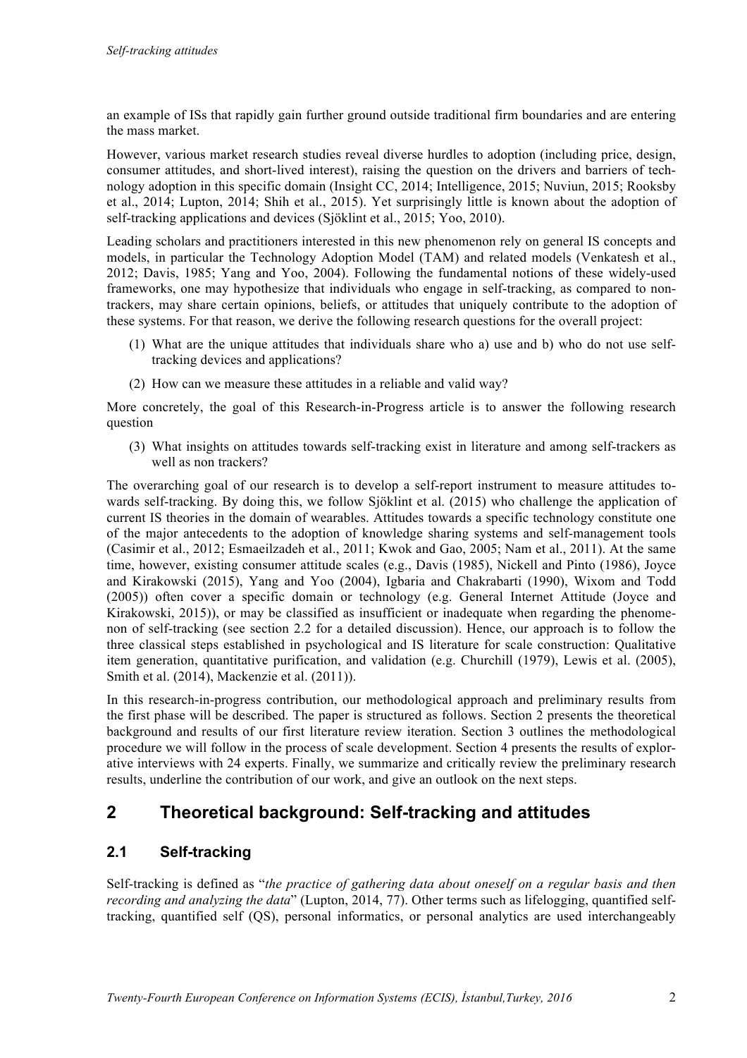an example of ISs that rapidly gain further ground outside traditional firm boundaries and are entering the mass market.

However, various market research studies reveal diverse hurdles to adoption (including price, design, consumer attitudes, and short-lived interest), raising the question on the drivers and barriers of technology adoption in this specific domain (Insight CC, 2014; Intelligence, 2015; Nuviun, 2015; Rooksby et al., 2014; Lupton, 2014; Shih et al., 2015). Yet surprisingly little is known about the adoption of self-tracking applications and devices (Sjöklint et al., 2015; Yoo, 2010).

Leading scholars and practitioners interested in this new phenomenon rely on general IS concepts and models, in particular the Technology Adoption Model (TAM) and related models (Venkatesh et al., 2012; Davis, 1985; Yang and Yoo, 2004). Following the fundamental notions of these widely-used frameworks, one may hypothesize that individuals who engage in self-tracking, as compared to non-trackers, may share certain opinions, beliefs, or attitudes that uniquely contribute to the adoption of these systems. For that reason, we derive the following research questions for the overall project:

(1) What are the unique attitudes that individuals share who a) use and b) who do not use self-tracking devices and applications?

(2) How can we measure these attitudes in a reliable and valid way?

More concretely, the goal of this Research-in-Progress article is to answer the following research question

(3) What insights on attitudes towards self-tracking exist in literature and among self-trackers as well as non trackers?

The overarching goal of our research is to develop a self-report instrument to measure attitudes towards self-tracking. By doing this, we follow Sjöklint et al. (2015) who challenge the application of current IS theories in the domain of wearables. Attitudes towards a specific technology constitute one of the major antecedents to the adoption of knowledge sharing systems and self-management tools (Casimir et al., 2012; Esmaeilzadeh et al., 2011; Kwok and Gao, 2005; Nam et al., 2011). At the same time, however, existing consumer attitude scales (e.g., Davis (1985), Nickell and Pinto (1986), Joyce and Kirakowski (2015), Yang and Yoo (2004), Igbaria and Chakrabarti (1990), Wixom and Todd (2005)) often cover a specific domain or technology (e.g. General Internet Attitude (Joyce and Kirakowski, 2015)), or may be classified as insufficient or inadequate when regarding the phenomenon of self-tracking (see section 2.2 for a detailed discussion). Hence, our approach is to follow the three classical steps established in psychological and IS literature for scale construction: Qualitative item generation, quantitative purification, and validation (e.g. Churchill (1979), Lewis et al. (2005), Smith et al. (2014), Mackenzie et al. (2011)).

In this research-in-progress contribution, our methodological approach and preliminary results from the first phase will be described. The paper is structured as follows. Section 2 presents the theoretical background and results of our first literature review iteration. Section 3 outlines the methodological procedure we will follow in the process of scale development. Section 4 presents the results of explorative interviews with 24 experts. Finally, we summarize and critically review the preliminary research results, underline the contribution of our work, and give an outlook on the next steps.

## 2 Theoretical background: Self-tracking and attitudes

### 2.1 Self-tracking

Self-tracking is defined as "*the practice of gathering data about oneself on a regular basis and then recording and analyzing the data*" (Lupton, 2014, 77). Other terms such as lifelogging, quantified self-tracking, quantified self (QS), personal informatics, or personal analytics are used interchangeably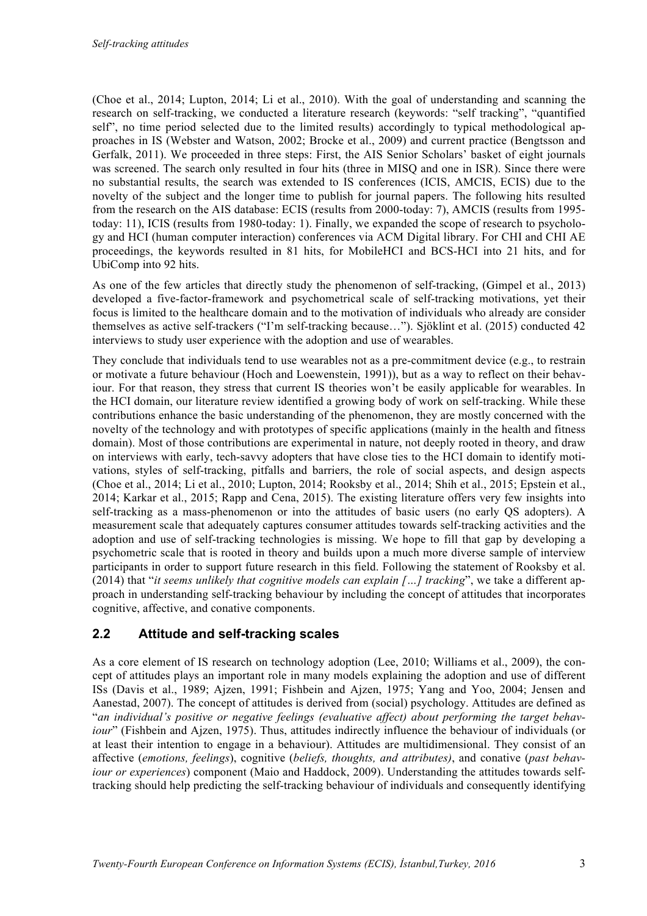(Choe et al., 2014; Lupton, 2014; Li et al., 2010). With the goal of understanding and scanning the research on self-tracking, we conducted a literature research (keywords: "self tracking", "quantified self", no time period selected due to the limited results) accordingly to typical methodological approaches in IS (Webster and Watson, 2002; Brocke et al., 2009) and current practice (Bengtsson and Gerfalk, 2011). We proceeded in three steps: First, the AIS Senior Scholars' basket of eight journals was screened. The search only resulted in four hits (three in MISQ and one in ISR). Since there were no substantial results, the search was extended to IS conferences (ICIS, AMCIS, ECIS) due to the novelty of the subject and the longer time to publish for journal papers. The following hits resulted from the research on the AIS database: ECIS (results from 2000-today: 7), AMCIS (results from 1995-today: 11), ICIS (results from 1980-today: 1). Finally, we expanded the scope of research to psychology and HCI (human computer interaction) conferences via ACM Digital library. For CHI and CHI AE proceedings, the keywords resulted in 81 hits, for MobileHCI and BCS-HCI into 21 hits, and for UbiComp into 92 hits.

As one of the few articles that directly study the phenomenon of self-tracking, (Gimpel et al., 2013) developed a five-factor-framework and psychometrical scale of self-tracking motivations, yet their focus is limited to the healthcare domain and to the motivation of individuals who already are consider themselves as active self-trackers ("I'm self-tracking because…"). Sjöklint et al. (2015) conducted 42 interviews to study user experience with the adoption and use of wearables.

They conclude that individuals tend to use wearables not as a pre-commitment device (e.g., to restrain or motivate a future behaviour (Hoch and Loewenstein, 1991)), but as a way to reflect on their behaviour. For that reason, they stress that current IS theories won't be easily applicable for wearables. In the HCI domain, our literature review identified a growing body of work on self-tracking. While these contributions enhance the basic understanding of the phenomenon, they are mostly concerned with the novelty of the technology and with prototypes of specific applications (mainly in the health and fitness domain). Most of those contributions are experimental in nature, not deeply rooted in theory, and draw on interviews with early, tech-savvy adopters that have close ties to the HCI domain to identify motivations, styles of self-tracking, pitfalls and barriers, the role of social aspects, and design aspects (Choe et al., 2014; Li et al., 2010; Lupton, 2014; Rooksby et al., 2014; Shih et al., 2015; Epstein et al., 2014; Karkar et al., 2015; Rapp and Cena, 2015). The existing literature offers very few insights into self-tracking as a mass-phenomenon or into the attitudes of basic users (no early QS adopters). A measurement scale that adequately captures consumer attitudes towards self-tracking activities and the adoption and use of self-tracking technologies is missing. We hope to fill that gap by developing a psychometric scale that is rooted in theory and builds upon a much more diverse sample of interview participants in order to support future research in this field. Following the statement of Rooksby et al. (2014) that "*it seems unlikely that cognitive models can explain […] tracking*", we take a different approach in understanding self-tracking behaviour by including the concept of attitudes that incorporates cognitive, affective, and conative components.

## 2.2 Attitude and self-tracking scales

As a core element of IS research on technology adoption (Lee, 2010; Williams et al., 2009), the concept of attitudes plays an important role in many models explaining the adoption and use of different ISs (Davis et al., 1989; Ajzen, 1991; Fishbein and Ajzen, 1975; Yang and Yoo, 2004; Jensen and Aanestad, 2007). The concept of attitudes is derived from (social) psychology. Attitudes are defined as "*an individual's positive or negative feelings (evaluative affect) about performing the target behaviour*" (Fishbein and Ajzen, 1975). Thus, attitudes indirectly influence the behaviour of individuals (or at least their intention to engage in a behaviour). Attitudes are multidimensional. They consist of an affective (*emotions, feelings*), cognitive (*beliefs, thoughts, and attributes)*, and conative (*past behaviour or experiences*) component (Maio and Haddock, 2009). Understanding the attitudes towards self-tracking should help predicting the self-tracking behaviour of individuals and consequently identifying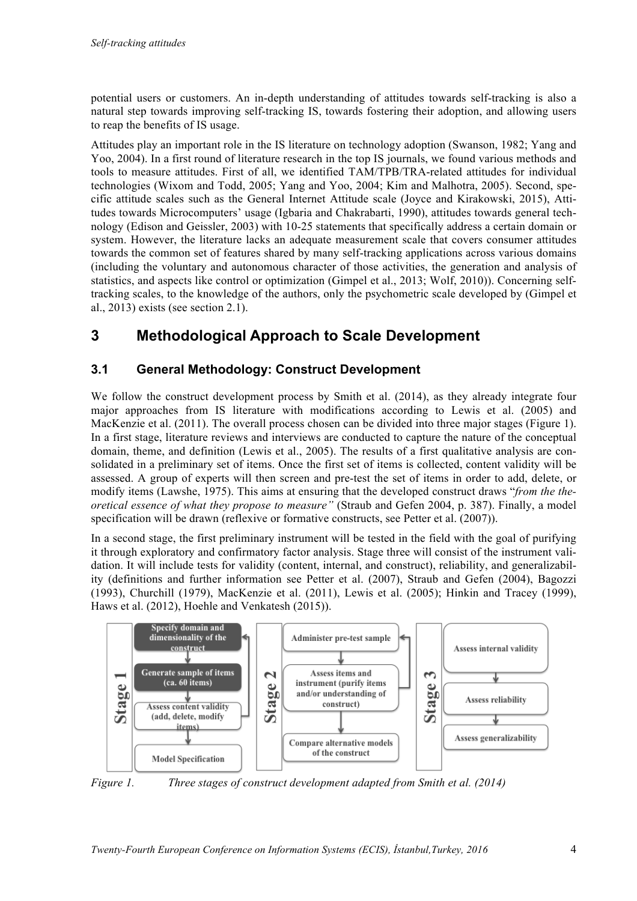potential users or customers. An in-depth understanding of attitudes towards self-tracking is also a natural step towards improving self-tracking IS, towards fostering their adoption, and allowing users to reap the benefits of IS usage.

Attitudes play an important role in the IS literature on technology adoption (Swanson, 1982; Yang and Yoo, 2004). In a first round of literature research in the top IS journals, we found various methods and tools to measure attitudes. First of all, we identified TAM/TPB/TRA-related attitudes for individual technologies (Wixom and Todd, 2005; Yang and Yoo, 2004; Kim and Malhotra, 2005). Second, specific attitude scales such as the General Internet Attitude scale (Joyce and Kirakowski, 2015), Attitudes towards Microcomputers' usage (Igbaria and Chakrabarti, 1990), attitudes towards general technology (Edison and Geissler, 2003) with 10-25 statements that specifically address a certain domain or system. However, the literature lacks an adequate measurement scale that covers consumer attitudes towards the common set of features shared by many self-tracking applications across various domains (including the voluntary and autonomous character of those activities, the generation and analysis of statistics, and aspects like control or optimization (Gimpel et al., 2013; Wolf, 2010)). Concerning self-tracking scales, to the knowledge of the authors, only the psychometric scale developed by (Gimpel et al., 2013) exists (see section 2.1).

# 3 Methodological Approach to Scale Development

## 3.1 General Methodology: Construct Development

We follow the construct development process by Smith et al. (2014), as they already integrate four major approaches from IS literature with modifications according to Lewis et al. (2005) and MacKenzie et al. (2011). The overall process chosen can be divided into three major stages (Figure 1). In a first stage, literature reviews and interviews are conducted to capture the nature of the conceptual domain, theme, and definition (Lewis et al., 2005). The results of a first qualitative analysis are consolidated in a preliminary set of items. Once the first set of items is collected, content validity will be assessed. A group of experts will then screen and pre-test the set of items in order to add, delete, or modify items (Lawshe, 1975). This aims at ensuring that the developed construct draws "*from the theoretical essence of what they propose to measure*" (Straub and Gefen 2004, p. 387). Finally, a model specification will be drawn (reflexive or formative constructs, see Petter et al. (2007)).

In a second stage, the first preliminary instrument will be tested in the field with the goal of purifying it through exploratory and confirmatory factor analysis. Stage three will consist of the instrument validation. It will include tests for validity (content, internal, and construct), reliability, and generalizability (definitions and further information see Petter et al. (2007), Straub and Gefen (2004), Bagozzi (1993), Churchill (1979), MacKenzie et al. (2011), Lewis et al. (2005); Hinkin and Tracey (1999), Haws et al. (2012), Hoehle and Venkatesh (2015)).

**Stage 1**
- Specify domain and dimensionality of the construct
- Generate sample of items (ca. 60 items)
- Assess content validity (add, delete, modify items)
- Model Specification

**Stage 2**
- Administer pre-test sample
- Assess items and instrument (purify items and/or understanding of construct)
- Compare alternative models of the construct

**Stage 3**
- Assess internal validity
- Assess reliability
- Assess generalizability

*Figure 1. Three stages of construct development adapted from Smith et al. (2014)*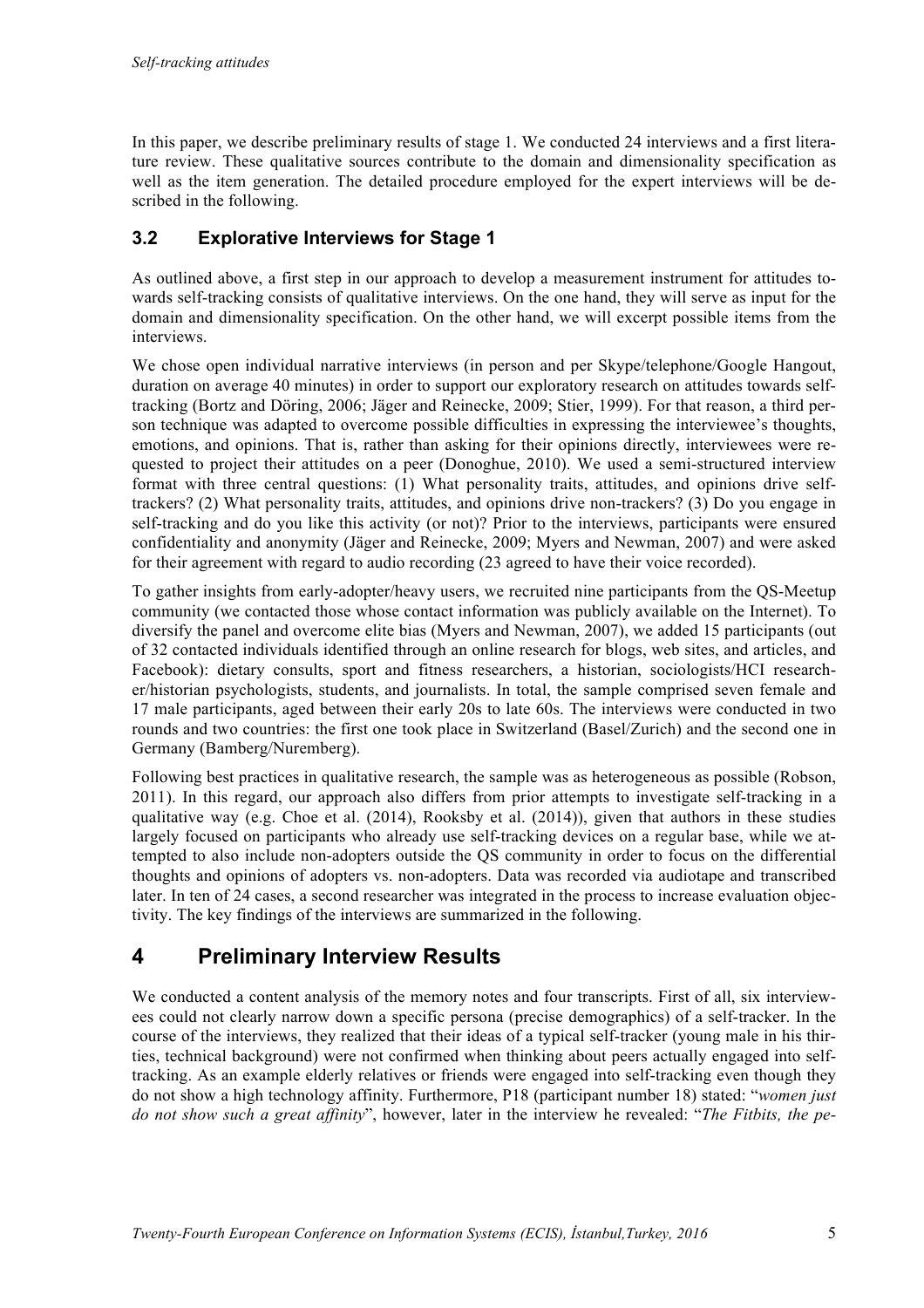In this paper, we describe preliminary results of stage 1. We conducted 24 interviews and a first literature review. These qualitative sources contribute to the domain and dimensionality specification as well as the item generation. The detailed procedure employed for the expert interviews will be described in the following.

### 3.2 Explorative Interviews for Stage 1

As outlined above, a first step in our approach to develop a measurement instrument for attitudes towards self-tracking consists of qualitative interviews. On the one hand, they will serve as input for the domain and dimensionality specification. On the other hand, we will excerpt possible items from the interviews.

We chose open individual narrative interviews (in person and per Skype/telephone/Google Hangout, duration on average 40 minutes) in order to support our exploratory research on attitudes towards self-tracking (Bortz and Döring, 2006; Jäger and Reinecke, 2009; Stier, 1999). For that reason, a third person technique was adapted to overcome possible difficulties in expressing the interviewee's thoughts, emotions, and opinions. That is, rather than asking for their opinions directly, interviewees were requested to project their attitudes on a peer (Donoghue, 2010). We used a semi-structured interview format with three central questions: (1) What personality traits, attitudes, and opinions drive self-trackers? (2) What personality traits, attitudes, and opinions drive non-trackers? (3) Do you engage in self-tracking and do you like this activity (or not)? Prior to the interviews, participants were ensured confidentiality and anonymity (Jäger and Reinecke, 2009; Myers and Newman, 2007) and were asked for their agreement with regard to audio recording (23 agreed to have their voice recorded).

To gather insights from early-adopter/heavy users, we recruited nine participants from the QS-Meetup community (we contacted those whose contact information was publicly available on the Internet). To diversify the panel and overcome elite bias (Myers and Newman, 2007), we added 15 participants (out of 32 contacted individuals identified through an online research for blogs, web sites, and articles, and Facebook): dietary consults, sport and fitness researchers, a historian, sociologists/HCI researcher/historian psychologists, students, and journalists. In total, the sample comprised seven female and 17 male participants, aged between their early 20s to late 60s. The interviews were conducted in two rounds and two countries: the first one took place in Switzerland (Basel/Zurich) and the second one in Germany (Bamberg/Nuremberg).

Following best practices in qualitative research, the sample was as heterogeneous as possible (Robson, 2011). In this regard, our approach also differs from prior attempts to investigate self-tracking in a qualitative way (e.g. Choe et al. (2014), Rooksby et al. (2014)), given that authors in these studies largely focused on participants who already use self-tracking devices on a regular base, while we attempted to also include non-adopters outside the QS community in order to focus on the differential thoughts and opinions of adopters vs. non-adopters. Data was recorded via audiotape and transcribed later. In ten of 24 cases, a second researcher was integrated in the process to increase evaluation objectivity. The key findings of the interviews are summarized in the following.

## 4 Preliminary Interview Results

We conducted a content analysis of the memory notes and four transcripts. First of all, six interviewees could not clearly narrow down a specific persona (precise demographics) of a self-tracker. In the course of the interviews, they realized that their ideas of a typical self-tracker (young male in his thirties, technical background) were not confirmed when thinking about peers actually engaged into self-tracking. As an example elderly relatives or friends were engaged into self-tracking even though they do not show a high technology affinity. Furthermore, P18 (participant number 18) stated: "*women just do not show such a great affinity*", however, later in the interview he revealed: "*The Fitbits, the pe-*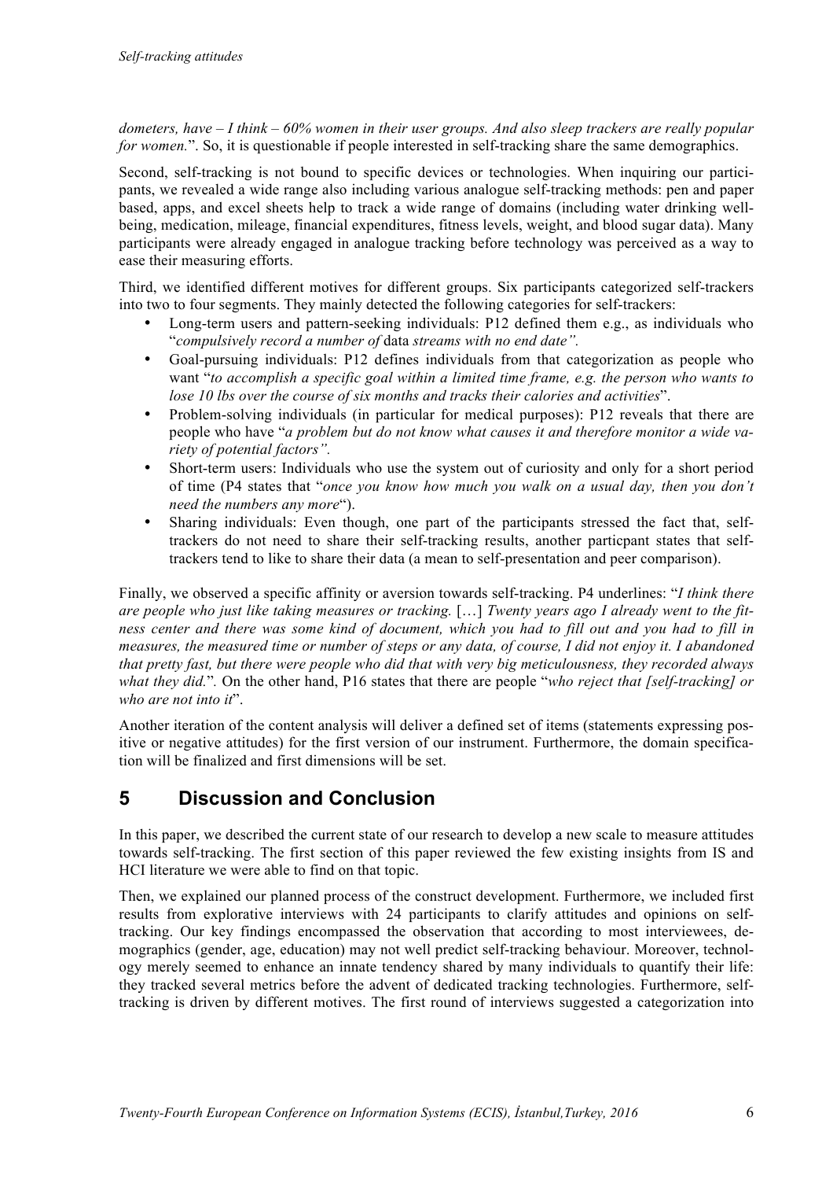*dometers, have – I think – 60% women in their user groups. And also sleep trackers are really popular for women.*". So, it is questionable if people interested in self-tracking share the same demographics.

Second, self-tracking is not bound to specific devices or technologies. When inquiring our participants, we revealed a wide range also including various analogue self-tracking methods: pen and paper based, apps, and excel sheets help to track a wide range of domains (including water drinking well-being, medication, mileage, financial expenditures, fitness levels, weight, and blood sugar data). Many participants were already engaged in analogue tracking before technology was perceived as a way to ease their measuring efforts.

Third, we identified different motives for different groups. Six participants categorized self-trackers into two to four segments. They mainly detected the following categories for self-trackers:

- Long-term users and pattern-seeking individuals: P12 defined them e.g., as individuals who "*compulsively record a number of* data *streams with no end date".*
- Goal-pursuing individuals: P12 defines individuals from that categorization as people who want "*to accomplish a specific goal within a limited time frame, e.g. the person who wants to lose 10 lbs over the course of six months and tracks their calories and activities*".
- Problem-solving individuals (in particular for medical purposes): P12 reveals that there are people who have "*a problem but do not know what causes it and therefore monitor a wide variety of potential factors".*
- Short-term users: Individuals who use the system out of curiosity and only for a short period of time (P4 states that "*once you know how much you walk on a usual day, then you don't need the numbers any more*").
- Sharing individuals: Even though, one part of the participants stressed the fact that, self-trackers do not need to share their self-tracking results, another particpant states that self-trackers tend to like to share their data (a mean to self-presentation and peer comparison).

Finally, we observed a specific affinity or aversion towards self-tracking. P4 underlines: "*I think there are people who just like taking measures or tracking.* […] *Twenty years ago I already went to the fitness center and there was some kind of document, which you had to fill out and you had to fill in measures, the measured time or number of steps or any data, of course, I did not enjoy it. I abandoned that pretty fast, but there were people who did that with very big meticulousness, they recorded always what they did.*"*.* On the other hand, P16 states that there are people "*who reject that [self-tracking] or who are not into it*".

Another iteration of the content analysis will deliver a defined set of items (statements expressing positive or negative attitudes) for the first version of our instrument. Furthermore, the domain specification will be finalized and first dimensions will be set.

# 5 Discussion and Conclusion

In this paper, we described the current state of our research to develop a new scale to measure attitudes towards self-tracking. The first section of this paper reviewed the few existing insights from IS and HCI literature we were able to find on that topic.

Then, we explained our planned process of the construct development. Furthermore, we included first results from explorative interviews with 24 participants to clarify attitudes and opinions on self-tracking. Our key findings encompassed the observation that according to most interviewees, demographics (gender, age, education) may not well predict self-tracking behaviour. Moreover, technology merely seemed to enhance an innate tendency shared by many individuals to quantify their life: they tracked several metrics before the advent of dedicated tracking technologies. Furthermore, self-tracking is driven by different motives. The first round of interviews suggested a categorization into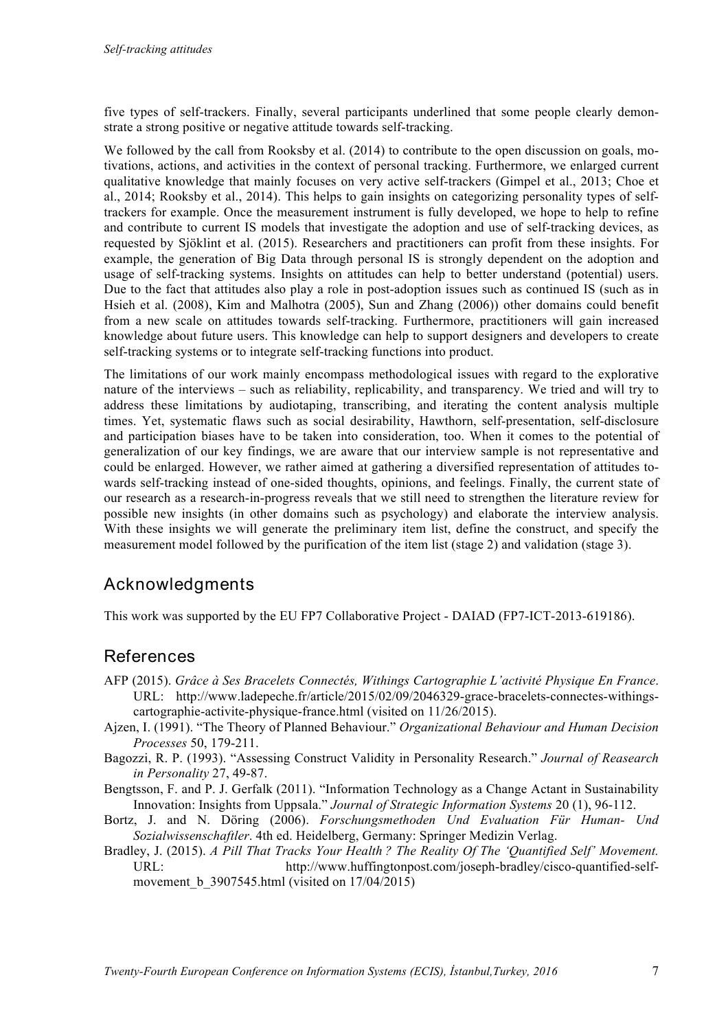five types of self-trackers. Finally, several participants underlined that some people clearly demonstrate a strong positive or negative attitude towards self-tracking.

We followed by the call from Rooksby et al. (2014) to contribute to the open discussion on goals, motivations, actions, and activities in the context of personal tracking. Furthermore, we enlarged current qualitative knowledge that mainly focuses on very active self-trackers (Gimpel et al., 2013; Choe et al., 2014; Rooksby et al., 2014). This helps to gain insights on categorizing personality types of self-trackers for example. Once the measurement instrument is fully developed, we hope to help to refine and contribute to current IS models that investigate the adoption and use of self-tracking devices, as requested by Sjöklint et al. (2015). Researchers and practitioners can profit from these insights. For example, the generation of Big Data through personal IS is strongly dependent on the adoption and usage of self-tracking systems. Insights on attitudes can help to better understand (potential) users. Due to the fact that attitudes also play a role in post-adoption issues such as continued IS (such as in Hsieh et al. (2008), Kim and Malhotra (2005), Sun and Zhang (2006)) other domains could benefit from a new scale on attitudes towards self-tracking. Furthermore, practitioners will gain increased knowledge about future users. This knowledge can help to support designers and developers to create self-tracking systems or to integrate self-tracking functions into product.

The limitations of our work mainly encompass methodological issues with regard to the explorative nature of the interviews – such as reliability, replicability, and transparency. We tried and will try to address these limitations by audiotaping, transcribing, and iterating the content analysis multiple times. Yet, systematic flaws such as social desirability, Hawthorn, self-presentation, self-disclosure and participation biases have to be taken into consideration, too. When it comes to the potential of generalization of our key findings, we are aware that our interview sample is not representative and could be enlarged. However, we rather aimed at gathering a diversified representation of attitudes towards self-tracking instead of one-sided thoughts, opinions, and feelings. Finally, the current state of our research as a research-in-progress reveals that we still need to strengthen the literature review for possible new insights (in other domains such as psychology) and elaborate the interview analysis. With these insights we will generate the preliminary item list, define the construct, and specify the measurement model followed by the purification of the item list (stage 2) and validation (stage 3).

## Acknowledgments

This work was supported by the EU FP7 Collaborative Project - DAIAD (FP7-ICT-2013-619186).

## References

AFP (2015). *Grâce à Ses Bracelets Connectés, Withings Cartographie L'activité Physique En France*. URL: http://www.ladepeche.fr/article/2015/02/09/2046329-grace-bracelets-connectes-withings-cartographie-activite-physique-france.html (visited on 11/26/2015).

Ajzen, I. (1991). "The Theory of Planned Behaviour." *Organizational Behaviour and Human Decision Processes* 50, 179-211.

Bagozzi, R. P. (1993). "Assessing Construct Validity in Personality Research." *Journal of Reasearch in Personality* 27, 49-87.

Bengtsson, F. and P. J. Gerfalk (2011). "Information Technology as a Change Actant in Sustainability Innovation: Insights from Uppsala." *Journal of Strategic Information Systems* 20 (1), 96-112.

Bortz, J. and N. Döring (2006). *Forschungsmethoden Und Evaluation Für Human- Und Sozialwissenschaftler*. 4th ed. Heidelberg, Germany: Springer Medizin Verlag.

Bradley, J. (2015). *A Pill That Tracks Your Health ? The Reality Of The 'Quantified Self' Movement.* URL: http://www.huffingtonpost.com/joseph-bradley/cisco-quantified-self-movement_b_3907545.html (visited on 17/04/2015)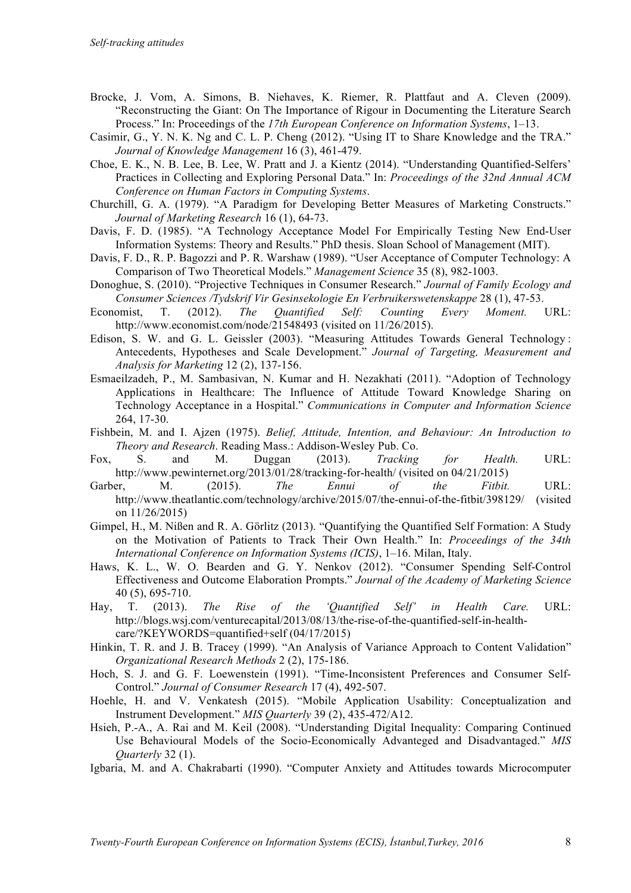Brocke, J. Vom, A. Simons, B. Niehaves, K. Riemer, R. Plattfaut and A. Cleven (2009). "Reconstructing the Giant: On The Importance of Rigour in Documenting the Literature Search Process." In: Proceedings of the *17th European Conference on Information Systems*, 1–13.

Casimir, G., Y. N. K. Ng and C. L. P. Cheng (2012). "Using IT to Share Knowledge and the TRA." *Journal of Knowledge Management* 16 (3), 461-479.

Choe, E. K., N. B. Lee, B. Lee, W. Pratt and J. a Kientz (2014). "Understanding Quantified-Selfers' Practices in Collecting and Exploring Personal Data." In: *Proceedings of the 32nd Annual ACM Conference on Human Factors in Computing Systems*.

Churchill, G. A. (1979). "A Paradigm for Developing Better Measures of Marketing Constructs." *Journal of Marketing Research* 16 (1), 64-73.

Davis, F. D. (1985). "A Technology Acceptance Model For Empirically Testing New End-User Information Systems: Theory and Results." PhD thesis. Sloan School of Management (MIT).

Davis, F. D., R. P. Bagozzi and P. R. Warshaw (1989). "User Acceptance of Computer Technology: A Comparison of Two Theoretical Models." *Management Science* 35 (8), 982-1003.

Donoghue, S. (2010). "Projective Techniques in Consumer Research." *Journal of Family Ecology and Consumer Sciences /Tydskrif Vir Gesinsekologie En Verbruikerswetenskappe* 28 (1), 47-53.

Economist, T. (2012). *The Quantified Self: Counting Every Moment.* URL: http://www.economist.com/node/21548493 (visited on 11/26/2015).

Edison, S. W. and G. L. Geissler (2003). "Measuring Attitudes Towards General Technology : Antecedents, Hypotheses and Scale Development." *Journal of Targeting, Measurement and Analysis for Marketing* 12 (2), 137-156.

Esmaeilzadeh, P., M. Sambasivan, N. Kumar and H. Nezakhati (2011). "Adoption of Technology Applications in Healthcare: The Influence of Attitude Toward Knowledge Sharing on Technology Acceptance in a Hospital." *Communications in Computer and Information Science* 264, 17-30.

Fishbein, M. and I. Ajzen (1975). *Belief, Attitude, Intention, and Behaviour: An Introduction to Theory and Research*. Reading Mass.: Addison-Wesley Pub. Co.

Fox, S. and M. Duggan (2013). *Tracking for Health.* URL: http://www.pewinternet.org/2013/01/28/tracking-for-health/ (visited on 04/21/2015)

Garber, M. (2015). *The Ennui of the Fitbit.* URL: http://www.theatlantic.com/technology/archive/2015/07/the-ennui-of-the-fitbit/398129/ (visited on 11/26/2015)

Gimpel, H., M. Nißen and R. A. Görlitz (2013). "Quantifying the Quantified Self Formation: A Study on the Motivation of Patients to Track Their Own Health." In: *Proceedings of the 34th International Conference on Information Systems (ICIS)*, 1–16. Milan, Italy.

Haws, K. L., W. O. Bearden and G. Y. Nenkov (2012). "Consumer Spending Self-Control Effectiveness and Outcome Elaboration Prompts." *Journal of the Academy of Marketing Science* 40 (5), 695-710.

Hay, T. (2013). *The Rise of the 'Quantified Self' in Health Care.* URL: http://blogs.wsj.com/venturecapital/2013/08/13/the-rise-of-the-quantified-self-in-health-care/?KEYWORDS=quantified+self (04/17/2015)

Hinkin, T. R. and J. B. Tracey (1999). "An Analysis of Variance Approach to Content Validation" *Organizational Research Methods* 2 (2), 175-186.

Hoch, S. J. and G. F. Loewenstein (1991). "Time-Inconsistent Preferences and Consumer Self-Control." *Journal of Consumer Research* 17 (4), 492-507.

Hoehle, H. and V. Venkatesh (2015). "Mobile Application Usability: Conceptualization and Instrument Development." *MIS Quarterly* 39 (2), 435-472/A12.

Hsieh, P.-A., A. Rai and M. Keil (2008). "Understanding Digital Inequality: Comparing Continued Use Behavioural Models of the Socio-Economically Advanteged and Disadvantaged." *MIS Quarterly* 32 (1).

Igbaria, M. and A. Chakrabarti (1990). "Computer Anxiety and Attitudes towards Microcomputer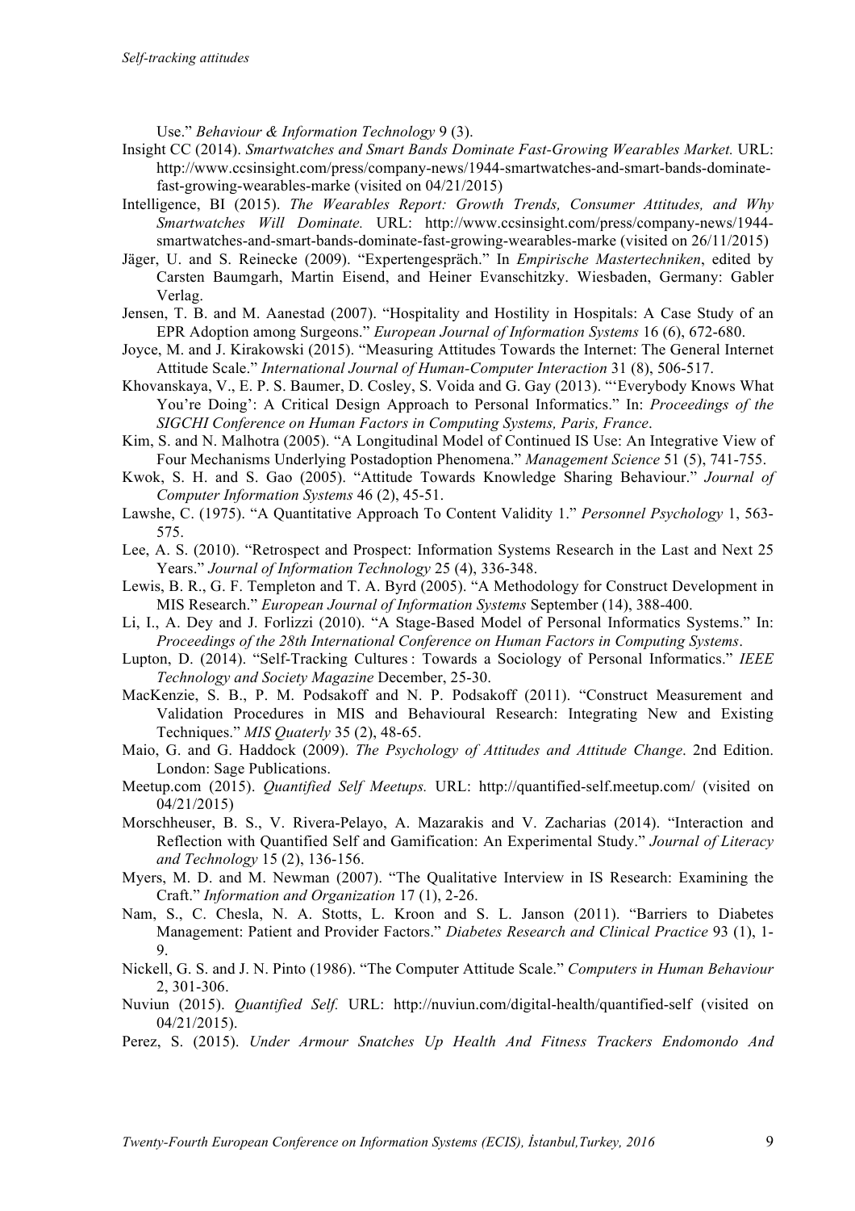Use." *Behaviour & Information Technology* 9 (3).

Insight CC (2014). *Smartwatches and Smart Bands Dominate Fast-Growing Wearables Market.* URL: http://www.ccsinsight.com/press/company-news/1944-smartwatches-and-smart-bands-dominate-fast-growing-wearables-marke (visited on 04/21/2015)

Intelligence, BI (2015). *The Wearables Report: Growth Trends, Consumer Attitudes, and Why Smartwatches Will Dominate.* URL: http://www.ccsinsight.com/press/company-news/1944-smartwatches-and-smart-bands-dominate-fast-growing-wearables-marke (visited on 26/11/2015)

Jäger, U. and S. Reinecke (2009). "Expertengespräch." In *Empirische Mastertechniken*, edited by Carsten Baumgarh, Martin Eisend, and Heiner Evanschitzky. Wiesbaden, Germany: Gabler Verlag.

Jensen, T. B. and M. Aanestad (2007). "Hospitality and Hostility in Hospitals: A Case Study of an EPR Adoption among Surgeons." *European Journal of Information Systems* 16 (6), 672-680.

Joyce, M. and J. Kirakowski (2015). "Measuring Attitudes Towards the Internet: The General Internet Attitude Scale." *International Journal of Human-Computer Interaction* 31 (8), 506-517.

Khovanskaya, V., E. P. S. Baumer, D. Cosley, S. Voida and G. Gay (2013). "'Everybody Knows What You're Doing': A Critical Design Approach to Personal Informatics." In: *Proceedings of the SIGCHI Conference on Human Factors in Computing Systems, Paris, France*.

Kim, S. and N. Malhotra (2005). "A Longitudinal Model of Continued IS Use: An Integrative View of Four Mechanisms Underlying Postadoption Phenomena." *Management Science* 51 (5), 741-755.

Kwok, S. H. and S. Gao (2005). "Attitude Towards Knowledge Sharing Behaviour." *Journal of Computer Information Systems* 46 (2), 45-51.

Lawshe, C. (1975). "A Quantitative Approach To Content Validity 1." *Personnel Psychology* 1, 563-575.

Lee, A. S. (2010). "Retrospect and Prospect: Information Systems Research in the Last and Next 25 Years." *Journal of Information Technology* 25 (4), 336-348.

Lewis, B. R., G. F. Templeton and T. A. Byrd (2005). "A Methodology for Construct Development in MIS Research." *European Journal of Information Systems* September (14), 388-400.

Li, I., A. Dey and J. Forlizzi (2010). "A Stage-Based Model of Personal Informatics Systems." In: *Proceedings of the 28th International Conference on Human Factors in Computing Systems*.

Lupton, D. (2014). "Self-Tracking Cultures : Towards a Sociology of Personal Informatics." *IEEE Technology and Society Magazine* December, 25-30.

MacKenzie, S. B., P. M. Podsakoff and N. P. Podsakoff (2011). "Construct Measurement and Validation Procedures in MIS and Behavioural Research: Integrating New and Existing Techniques." *MIS Quaterly* 35 (2), 48-65.

Maio, G. and G. Haddock (2009). *The Psychology of Attitudes and Attitude Change*. 2nd Edition. London: Sage Publications.

Meetup.com (2015). *Quantified Self Meetups.* URL: http://quantified-self.meetup.com/ (visited on 04/21/2015)

Morschheuser, B. S., V. Rivera-Pelayo, A. Mazarakis and V. Zacharias (2014). "Interaction and Reflection with Quantified Self and Gamification: An Experimental Study." *Journal of Literacy and Technology* 15 (2), 136-156.

Myers, M. D. and M. Newman (2007). "The Qualitative Interview in IS Research: Examining the Craft." *Information and Organization* 17 (1), 2-26.

Nam, S., C. Chesla, N. A. Stotts, L. Kroon and S. L. Janson (2011). "Barriers to Diabetes Management: Patient and Provider Factors." *Diabetes Research and Clinical Practice* 93 (1), 1-9.

Nickell, G. S. and J. N. Pinto (1986). "The Computer Attitude Scale." *Computers in Human Behaviour* 2, 301-306.

Nuviun (2015). *Quantified Self.* URL: http://nuviun.com/digital-health/quantified-self (visited on 04/21/2015).

Perez, S. (2015). *Under Armour Snatches Up Health And Fitness Trackers Endomondo And*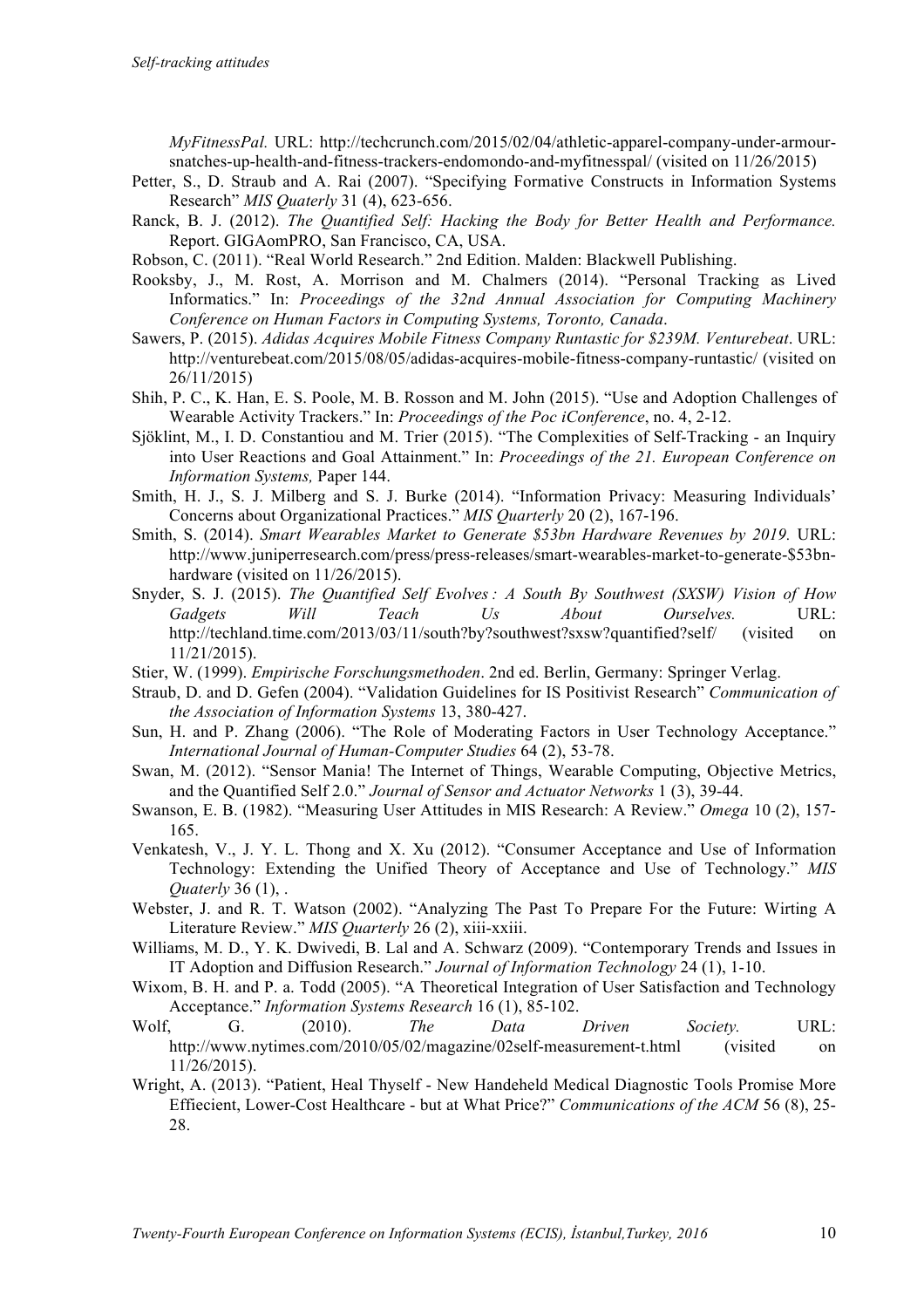*MyFitnessPal.* URL: http://techcrunch.com/2015/02/04/athletic-apparel-company-under-armour-snatches-up-health-and-fitness-trackers-endomondo-and-myfitnesspal/ (visited on 11/26/2015)

Petter, S., D. Straub and A. Rai (2007). "Specifying Formative Constructs in Information Systems Research" *MIS Quaterly* 31 (4), 623-656.

Ranck, B. J. (2012). *The Quantified Self: Hacking the Body for Better Health and Performance.* Report. GIGAomPRO, San Francisco, CA, USA.

Robson, C. (2011). "Real World Research." 2nd Edition. Malden: Blackwell Publishing.

Rooksby, J., M. Rost, A. Morrison and M. Chalmers (2014). "Personal Tracking as Lived Informatics." In: *Proceedings of the 32nd Annual Association for Computing Machinery Conference on Human Factors in Computing Systems, Toronto, Canada*.

Sawers, P. (2015). *Adidas Acquires Mobile Fitness Company Runtastic for $239M. Venturebeat*. URL: http://venturebeat.com/2015/08/05/adidas-acquires-mobile-fitness-company-runtastic/ (visited on 26/11/2015)

Shih, P. C., K. Han, E. S. Poole, M. B. Rosson and M. John (2015). "Use and Adoption Challenges of Wearable Activity Trackers." In: *Proceedings of the Poc iConference*, no. 4, 2-12.

Sjöklint, M., I. D. Constantiou and M. Trier (2015). "The Complexities of Self-Tracking - an Inquiry into User Reactions and Goal Attainment." In: *Proceedings of the 21. European Conference on Information Systems,* Paper 144.

Smith, H. J., S. J. Milberg and S. J. Burke (2014). "Information Privacy: Measuring Individuals' Concerns about Organizational Practices." *MIS Quarterly* 20 (2), 167-196.

Smith, S. (2014). *Smart Wearables Market to Generate $53bn Hardware Revenues by 2019.* URL: http://www.juniperresearch.com/press/press-releases/smart-wearables-market-to-generate-$53bn-hardware (visited on 11/26/2015).

Snyder, S. J. (2015). *The Quantified Self Evolves : A South By Southwest (SXSW) Vision of How Gadgets Will Teach Us About Ourselves.* URL: http://techland.time.com/2013/03/11/south?by?southwest?sxsw?quantified?self/ (visited on 11/21/2015).

Stier, W. (1999). *Empirische Forschungsmethoden*. 2nd ed. Berlin, Germany: Springer Verlag.

Straub, D. and D. Gefen (2004). "Validation Guidelines for IS Positivist Research" *Communication of the Association of Information Systems* 13, 380-427.

Sun, H. and P. Zhang (2006). "The Role of Moderating Factors in User Technology Acceptance." *International Journal of Human-Computer Studies* 64 (2), 53-78.

Swan, M. (2012). "Sensor Mania! The Internet of Things, Wearable Computing, Objective Metrics, and the Quantified Self 2.0." *Journal of Sensor and Actuator Networks* 1 (3), 39-44.

Swanson, E. B. (1982). "Measuring User Attitudes in MIS Research: A Review." *Omega* 10 (2), 157-165.

Venkatesh, V., J. Y. L. Thong and X. Xu (2012). "Consumer Acceptance and Use of Information Technology: Extending the Unified Theory of Acceptance and Use of Technology." *MIS Quaterly* 36 (1), .

Webster, J. and R. T. Watson (2002). "Analyzing The Past To Prepare For the Future: Wirting A Literature Review." *MIS Quarterly* 26 (2), xiii-xxiii.

Williams, M. D., Y. K. Dwivedi, B. Lal and A. Schwarz (2009). "Contemporary Trends and Issues in IT Adoption and Diffusion Research." *Journal of Information Technology* 24 (1), 1-10.

Wixom, B. H. and P. a. Todd (2005). "A Theoretical Integration of User Satisfaction and Technology Acceptance." *Information Systems Research* 16 (1), 85-102.

Wolf, G. (2010). *The Data Driven Society.* URL: http://www.nytimes.com/2010/05/02/magazine/02self-measurement-t.html (visited on 11/26/2015).

Wright, A. (2013). "Patient, Heal Thyself - New Handeheld Medical Diagnostic Tools Promise More Effiecient, Lower-Cost Healthcare - but at What Price?" *Communications of the ACM* 56 (8), 25-28.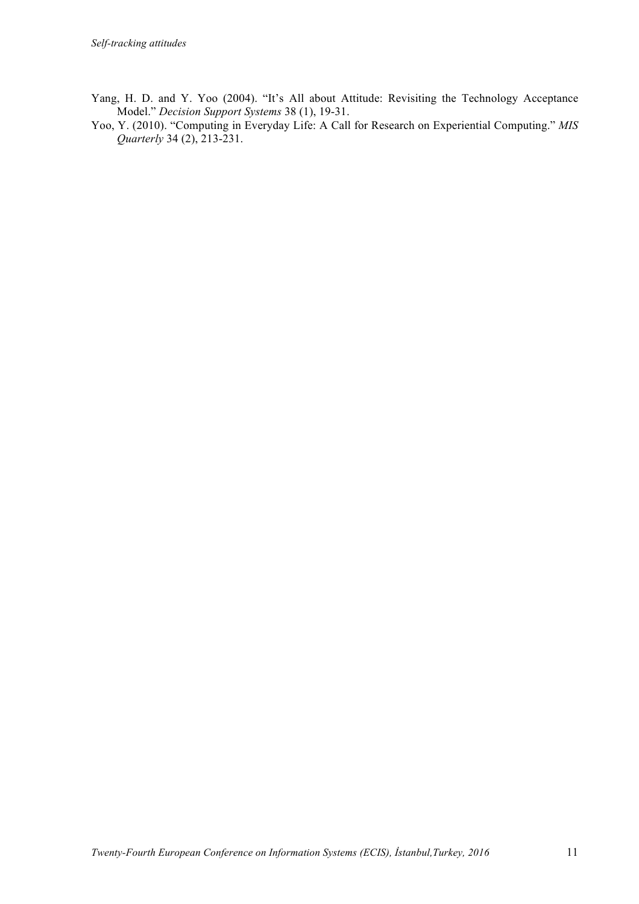Yang, H. D. and Y. Yoo (2004). "It's All about Attitude: Revisiting the Technology Acceptance Model." *Decision Support Systems* 38 (1), 19-31.

Yoo, Y. (2010). "Computing in Everyday Life: A Call for Research on Experiential Computing." *MIS Quarterly* 34 (2), 213-231.